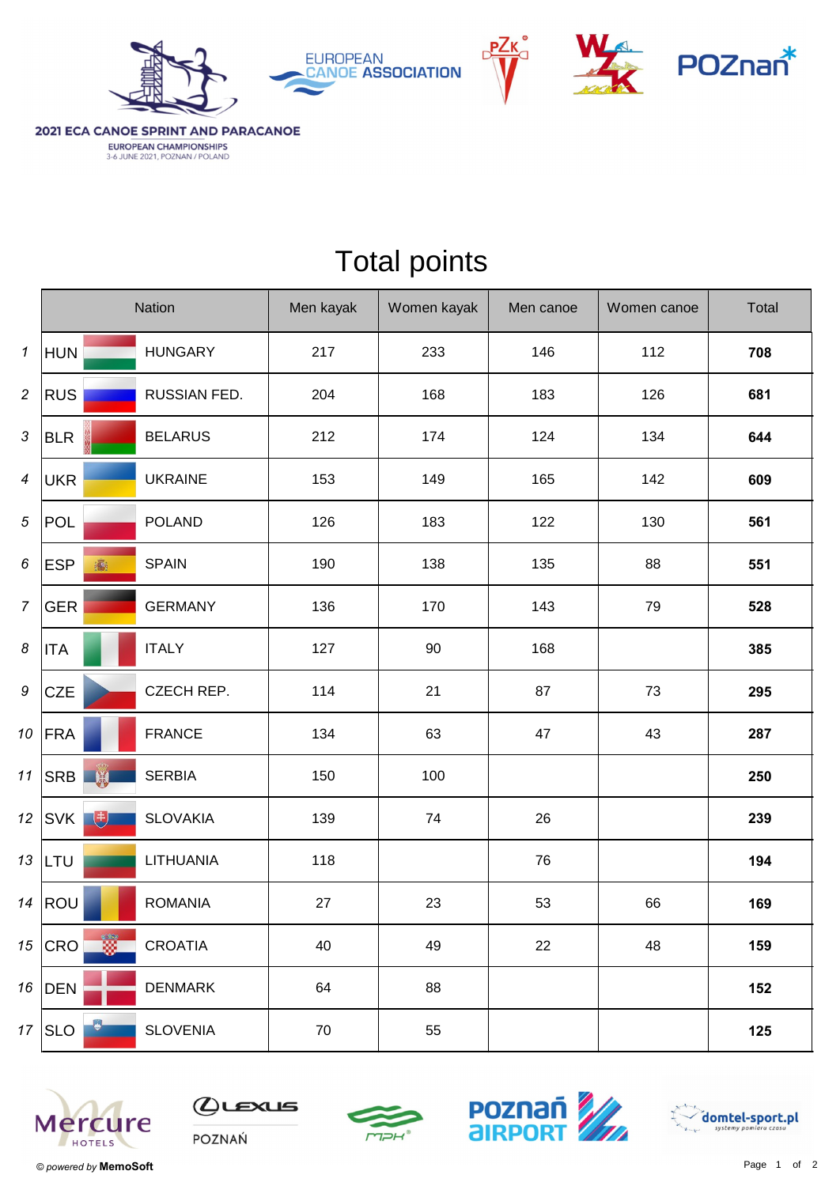2021 ECA CANOE SPRINT AND PARACANOE
EUROPEAN CHAMPIONSHIPS
3-6 JUNE 2021, POZNAN / POLAND

# Total points

| | Nation | | Men kayak | Women kayak | Men canoe | Women canoe | Total |
|---|---|---|---|---|---|---|---|
| 1 | HUN | HUNGARY | 217 | 233 | 146 | 112 | **708** |
| 2 | RUS | RUSSIAN FED. | 204 | 168 | 183 | 126 | **681** |
| 3 | BLR | BELARUS | 212 | 174 | 124 | 134 | **644** |
| 4 | UKR | UKRAINE | 153 | 149 | 165 | 142 | **609** |
| 5 | POL | POLAND | 126 | 183 | 122 | 130 | **561** |
| 6 | ESP | SPAIN | 190 | 138 | 135 | 88 | **551** |
| 7 | GER | GERMANY | 136 | 170 | 143 | 79 | **528** |
| 8 | ITA | ITALY | 127 | 90 | 168 | | **385** |
| 9 | CZE | CZECH REP. | 114 | 21 | 87 | 73 | **295** |
| 10 | FRA | FRANCE | 134 | 63 | 47 | 43 | **287** |
| 11 | SRB | SERBIA | 150 | 100 | | | **250** |
| 12 | SVK | SLOVAKIA | 139 | 74 | 26 | | **239** |
| 13 | LTU | LITHUANIA | 118 | | 76 | | **194** |
| 14 | ROU | ROMANIA | 27 | 23 | 53 | 66 | **169** |
| 15 | CRO | CROATIA | 40 | 49 | 22 | 48 | **159** |
| 16 | DEN | DENMARK | 64 | 88 | | | **152** |
| 17 | SLO | SLOVENIA | 70 | 55 | | | **125** |

*© powered by* **MemoSoft**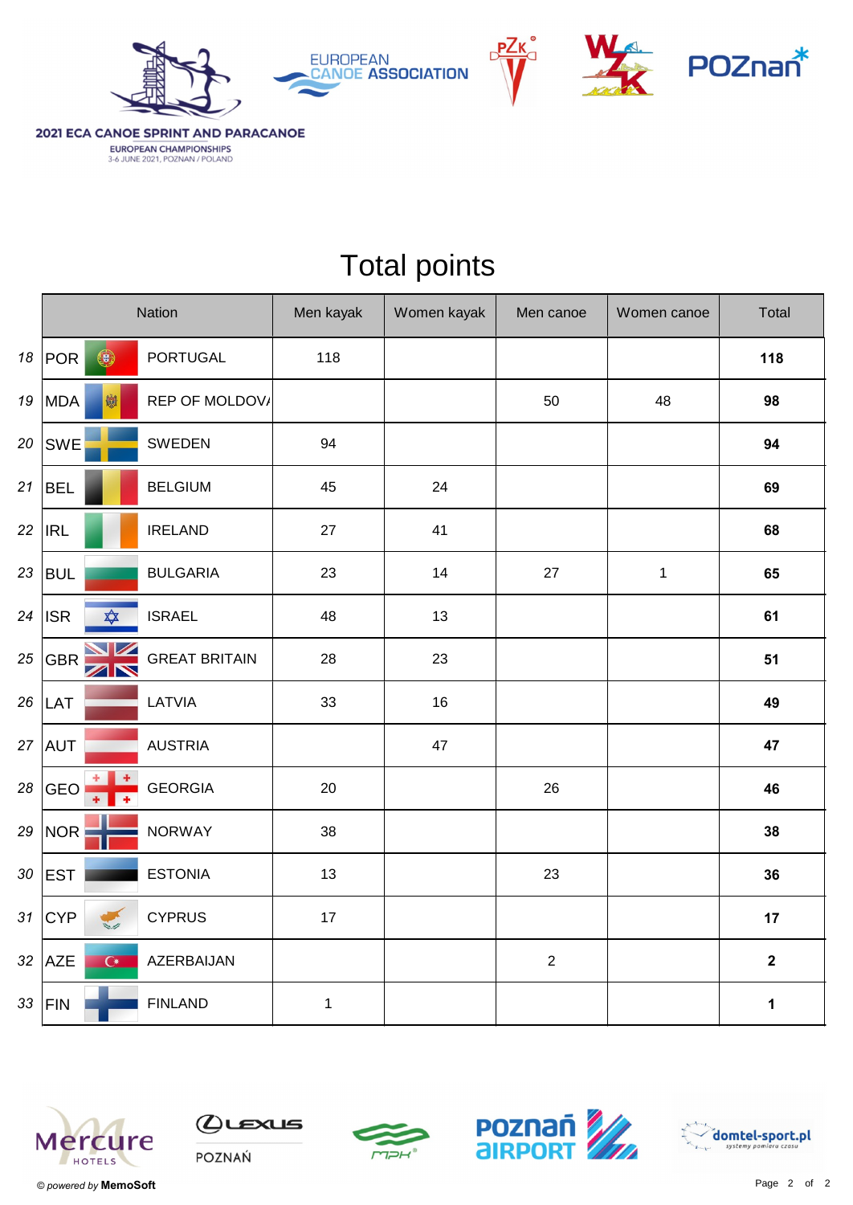2021 ECA CANOE SPRINT AND PARACANOE

EUROPEAN CHAMPIONSHIPS

3-6 JUNE 2021, POZNAN / POLAND

# Total points

| | Nation | | Men kayak | Women kayak | Men canoe | Women canoe | Total |
|---|---|---|---|---|---|---|---|
| 18 | POR | PORTUGAL | 118 | | | | **118** |
| 19 | MDA | REP OF MOLDOV/ | | | 50 | 48 | **98** |
| 20 | SWE | SWEDEN | 94 | | | | **94** |
| 21 | BEL | BELGIUM | 45 | 24 | | | **69** |
| 22 | IRL | IRELAND | 27 | 41 | | | **68** |
| 23 | BUL | BULGARIA | 23 | 14 | 27 | 1 | **65** |
| 24 | ISR | ISRAEL | 48 | 13 | | | **61** |
| 25 | GBR | GREAT BRITAIN | 28 | 23 | | | **51** |
| 26 | LAT | LATVIA | 33 | 16 | | | **49** |
| 27 | AUT | AUSTRIA | | 47 | | | **47** |
| 28 | GEO | GEORGIA | 20 | | 26 | | **46** |
| 29 | NOR | NORWAY | 38 | | | | **38** |
| 30 | EST | ESTONIA | 13 | | 23 | | **36** |
| 31 | CYP | CYPRUS | 17 | | | | **17** |
| 32 | AZE | AZERBAIJAN | | | 2 | | **2** |
| 33 | FIN | FINLAND | 1 | | | | **1** |

© *powered by* **MemoSoft**